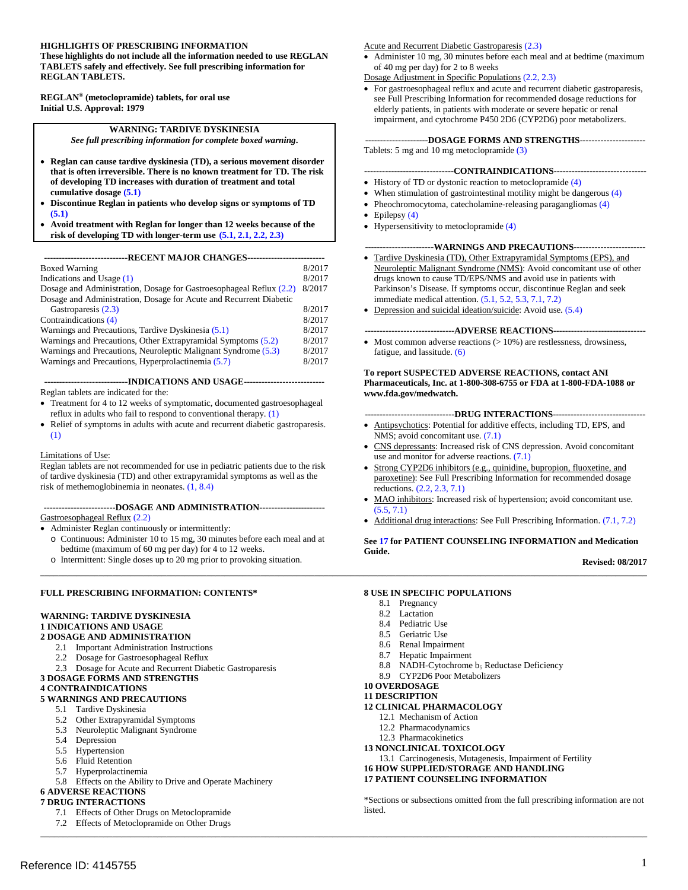**HIGHLIGHTS OF PRESCRIBING INFORMATION**
**These highlights do not include all the information needed to use REGLAN TABLETS safely and effectively. See full prescribing information for REGLAN TABLETS.**

**REGLAN® (metoclopramide) tablets, for oral use**
**Initial U.S. Approval: 1979**

**WARNING: TARDIVE DYSKINESIA**
*See full prescribing information for complete boxed warning.*

- **Reglan can cause tardive dyskinesia (TD), a serious movement disorder that is often irreversible. There is no known treatment for TD. The risk of developing TD increases with duration of treatment and total cumulative dosage (5.1)**
- **Discontinue Reglan in patients who develop signs or symptoms of TD (5.1)**
- **Avoid treatment with Reglan for longer than 12 weeks because of the risk of developing TD with longer-term use (5.1, 2.1, 2.2, 2.3)**

**----------------------------RECENT MAJOR CHANGES--------------------------**

| | |
|---|---|
| Boxed Warning | 8/2017 |
| Indications and Usage (1) | 8/2017 |
| Dosage and Administration, Dosage for Gastroesophageal Reflux (2.2) | 8/2017 |
| Dosage and Administration, Dosage for Acute and Recurrent Diabetic Gastroparesis (2.3) | 8/2017 |
| Contraindications (4) | 8/2017 |
| Warnings and Precautions, Tardive Dyskinesia (5.1) | 8/2017 |
| Warnings and Precautions, Other Extrapyramidal Symptoms (5.2) | 8/2017 |
| Warnings and Precautions, Neuroleptic Malignant Syndrome (5.3) | 8/2017 |
| Warnings and Precautions, Hyperprolactinemia (5.7) | 8/2017 |

**----------------------------INDICATIONS AND USAGE---------------------------**

Reglan tablets are indicated for the:

- Treatment for 4 to 12 weeks of symptomatic, documented gastroesophageal reflux in adults who fail to respond to conventional therapy. (1)
- Relief of symptoms in adults with acute and recurrent diabetic gastroparesis. (1)

Limitations of Use:
Reglan tablets are not recommended for use in pediatric patients due to the risk of tardive dyskinesia (TD) and other extrapyramidal symptoms as well as the risk of methemoglobinemia in neonates. (1, 8.4)

**------------------------DOSAGE AND ADMINISTRATION----------------------**

Gastroesophageal Reflux (2.2)

- Administer Reglan continuously or intermittently:
  - Continuous: Administer 10 to 15 mg, 30 minutes before each meal and at bedtime (maximum of 60 mg per day) for 4 to 12 weeks.
  - Intermittent: Single doses up to 20 mg prior to provoking situation.

Acute and Recurrent Diabetic Gastroparesis (2.3)

- Administer 10 mg, 30 minutes before each meal and at bedtime (maximum of 40 mg per day) for 2 to 8 weeks

Dosage Adjustment in Specific Populations (2.2, 2.3)

- For gastroesophageal reflux and acute and recurrent diabetic gastroparesis, see Full Prescribing Information for recommended dosage reductions for elderly patients, in patients with moderate or severe hepatic or renal impairment, and cytochrome P450 2D6 (CYP2D6) poor metabolizers.

**---------------------DOSAGE FORMS AND STRENGTHS----------------------**

Tablets: 5 mg and 10 mg metoclopramide (3)

**------------------------------CONTRAINDICATIONS------------------------------**

- History of TD or dystonic reaction to metoclopramide (4)
- When stimulation of gastrointestinal motility might be dangerous (4)
- Pheochromocytoma, catecholamine-releasing paragangliomas (4)
- Epilepsy (4)
- Hypersensitivity to metoclopramide (4)

**-----------------------WARNINGS AND PRECAUTIONS------------------------**

- Tardive Dyskinesia (TD), Other Extrapyramidal Symptoms (EPS), and Neuroleptic Malignant Syndrome (NMS): Avoid concomitant use of other drugs known to cause TD/EPS/NMS and avoid use in patients with Parkinson's Disease. If symptoms occur, discontinue Reglan and seek immediate medical attention. (5.1, 5.2, 5.3, 7.1, 7.2)
- Depression and suicidal ideation/suicide: Avoid use. (5.4)

**------------------------------ADVERSE REACTIONS------------------------------**

- Most common adverse reactions (> 10%) are restlessness, drowsiness, fatigue, and lassitude. (6)

**To report SUSPECTED ADVERSE REACTIONS, contact ANI Pharmaceuticals, Inc. at 1-800-308-6755 or FDA at 1-800-FDA-1088 or www.fda.gov/medwatch.**

**------------------------------DRUG INTERACTIONS------------------------------**

- Antipsychotics: Potential for additive effects, including TD, EPS, and NMS; avoid concomitant use. (7.1)
- CNS depressants: Increased risk of CNS depression. Avoid concomitant use and monitor for adverse reactions. (7.1)
- Strong CYP2D6 inhibitors (e.g., quinidine, bupropion, fluoxetine, and paroxetine): See Full Prescribing Information for recommended dosage reductions. (2.2, 2.3, 7.1)
- MAO inhibitors: Increased risk of hypertension; avoid concomitant use. (5.5, 7.1)
- Additional drug interactions: See Full Prescribing Information. (7.1, 7.2)

**See 17 for PATIENT COUNSELING INFORMATION and Medication Guide.**

**Revised: 08/2017**

---

**FULL PRESCRIBING INFORMATION: CONTENTS***

**WARNING: TARDIVE DYSKINESIA**
**1 INDICATIONS AND USAGE**
**2 DOSAGE AND ADMINISTRATION**
- 2.1 Important Administration Instructions
- 2.2 Dosage for Gastroesophageal Reflux
- 2.3 Dosage for Acute and Recurrent Diabetic Gastroparesis

**3 DOSAGE FORMS AND STRENGTHS**
**4 CONTRAINDICATIONS**
**5 WARNINGS AND PRECAUTIONS**
- 5.1 Tardive Dyskinesia
- 5.2 Other Extrapyramidal Symptoms
- 5.3 Neuroleptic Malignant Syndrome
- 5.4 Depression
- 5.5 Hypertension
- 5.6 Fluid Retention
- 5.7 Hyperprolactinemia
- 5.8 Effects on the Ability to Drive and Operate Machinery

**6 ADVERSE REACTIONS**
**7 DRUG INTERACTIONS**
- 7.1 Effects of Other Drugs on Metoclopramide
- 7.2 Effects of Metoclopramide on Other Drugs

**8 USE IN SPECIFIC POPULATIONS**
- 8.1 Pregnancy
- 8.2 Lactation
- 8.4 Pediatric Use
- 8.5 Geriatric Use
- 8.6 Renal Impairment
- 8.7 Hepatic Impairment
- 8.8 NADH-Cytochrome $b_5$ Reductase Deficiency
- 8.9 CYP2D6 Poor Metabolizers

**10 OVERDOSAGE**
**11 DESCRIPTION**
**12 CLINICAL PHARMACOLOGY**
- 12.1 Mechanism of Action
- 12.2 Pharmacodynamics
- 12.3 Pharmacokinetics

**13 NONCLINICAL TOXICOLOGY**
- 13.1 Carcinogenesis, Mutagenesis, Impairment of Fertility

**16 HOW SUPPLIED/STORAGE AND HANDLING**
**17 PATIENT COUNSELING INFORMATION**

*Sections or subsections omitted from the full prescribing information are not listed.

Reference ID: 4145755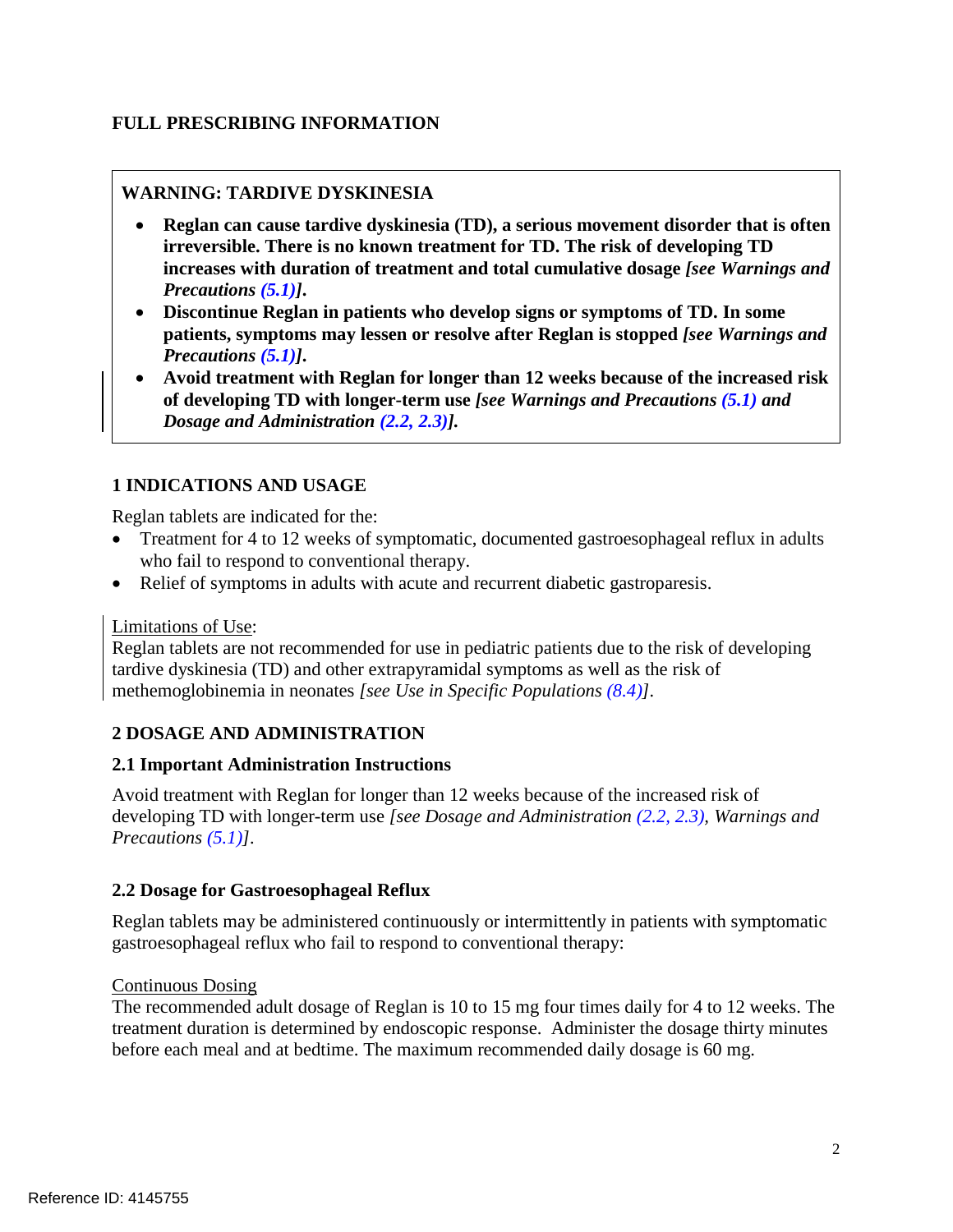# FULL PRESCRIBING INFORMATION

**WARNING: TARDIVE DYSKINESIA**

- **Reglan can cause tardive dyskinesia (TD), a serious movement disorder that is often irreversible. There is no known treatment for TD. The risk of developing TD increases with duration of treatment and total cumulative dosage *[see Warnings and Precautions (5.1)]*.**
- **Discontinue Reglan in patients who develop signs or symptoms of TD. In some patients, symptoms may lessen or resolve after Reglan is stopped *[see Warnings and Precautions (5.1)]*.**
- **Avoid treatment with Reglan for longer than 12 weeks because of the increased risk of developing TD with longer-term use *[see Warnings and Precautions (5.1) and Dosage and Administration (2.2, 2.3)]*.**

## 1 INDICATIONS AND USAGE

Reglan tablets are indicated for the:

- Treatment for 4 to 12 weeks of symptomatic, documented gastroesophageal reflux in adults who fail to respond to conventional therapy.
- Relief of symptoms in adults with acute and recurrent diabetic gastroparesis.

Limitations of Use:
Reglan tablets are not recommended for use in pediatric patients due to the risk of developing tardive dyskinesia (TD) and other extrapyramidal symptoms as well as the risk of methemoglobinemia in neonates *[see Use in Specific Populations (8.4)]*.

## 2 DOSAGE AND ADMINISTRATION

### 2.1 Important Administration Instructions

Avoid treatment with Reglan for longer than 12 weeks because of the increased risk of developing TD with longer-term use *[see Dosage and Administration (2.2, 2.3), Warnings and Precautions (5.1)]*.

### 2.2 Dosage for Gastroesophageal Reflux

Reglan tablets may be administered continuously or intermittently in patients with symptomatic gastroesophageal reflux who fail to respond to conventional therapy:

Continuous Dosing
The recommended adult dosage of Reglan is 10 to 15 mg four times daily for 4 to 12 weeks. The treatment duration is determined by endoscopic response. Administer the dosage thirty minutes before each meal and at bedtime. The maximum recommended daily dosage is 60 mg.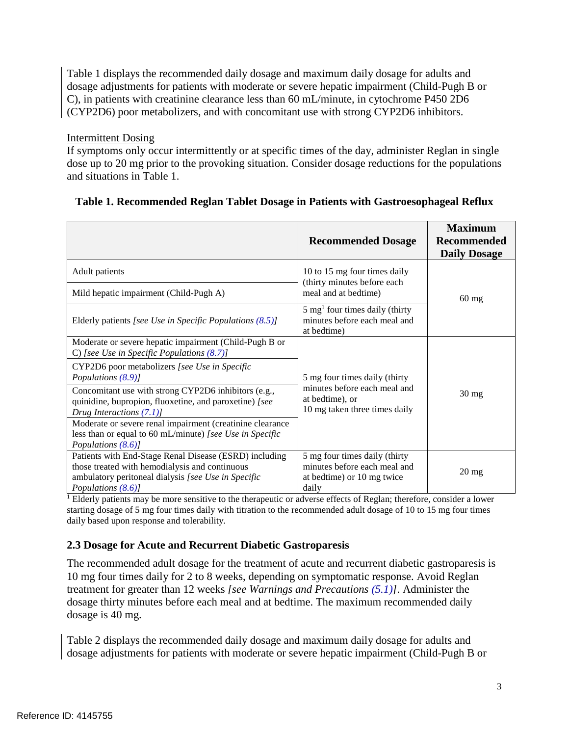Table 1 displays the recommended daily dosage and maximum daily dosage for adults and dosage adjustments for patients with moderate or severe hepatic impairment (Child-Pugh B or C), in patients with creatinine clearance less than 60 mL/minute, in cytochrome P450 2D6 (CYP2D6) poor metabolizers, and with concomitant use with strong CYP2D6 inhibitors.

Intermittent Dosing

If symptoms only occur intermittently or at specific times of the day, administer Reglan in single dose up to 20 mg prior to the provoking situation. Consider dosage reductions for the populations and situations in Table 1.

**Table 1. Recommended Reglan Tablet Dosage in Patients with Gastroesophageal Reflux**

| | Recommended Dosage | Maximum Recommended Daily Dosage |
|---|---|---|
| Adult patients | 10 to 15 mg four times daily (thirty minutes before each meal and at bedtime) | 60 mg |
| Mild hepatic impairment (Child-Pugh A) | | |
| Elderly patients *[see Use in Specific Populations (8.5)]* | 5 mg[1] four times daily (thirty minutes before each meal and at bedtime) | |
| Moderate or severe hepatic impairment (Child-Pugh B or C) *[see Use in Specific Populations (8.7)]* | 5 mg four times daily (thirty minutes before each meal and at bedtime), or 10 mg taken three times daily | 30 mg |
| CYP2D6 poor metabolizers *[see Use in Specific Populations (8.9)]* | | |
| Concomitant use with strong CYP2D6 inhibitors (e.g., quinidine, bupropion, fluoxetine, and paroxetine) *[see Drug Interactions (7.1)]* | | |
| Moderate or severe renal impairment (creatinine clearance less than or equal to 60 mL/minute) *[see Use in Specific Populations (8.6)]* | | |
| Patients with End-Stage Renal Disease (ESRD) including those treated with hemodialysis and continuous ambulatory peritoneal dialysis *[see Use in Specific Populations (8.6)]* | 5 mg four times daily (thirty minutes before each meal and at bedtime) or 10 mg twice daily | 20 mg |

[1] Elderly patients may be more sensitive to the therapeutic or adverse effects of Reglan; therefore, consider a lower starting dosage of 5 mg four times daily with titration to the recommended adult dosage of 10 to 15 mg four times daily based upon response and tolerability.

### 2.3 Dosage for Acute and Recurrent Diabetic Gastroparesis

The recommended adult dosage for the treatment of acute and recurrent diabetic gastroparesis is 10 mg four times daily for 2 to 8 weeks, depending on symptomatic response. Avoid Reglan treatment for greater than 12 weeks *[see Warnings and Precautions (5.1)]*. Administer the dosage thirty minutes before each meal and at bedtime. The maximum recommended daily dosage is 40 mg.

Table 2 displays the recommended daily dosage and maximum daily dosage for adults and dosage adjustments for patients with moderate or severe hepatic impairment (Child-Pugh B or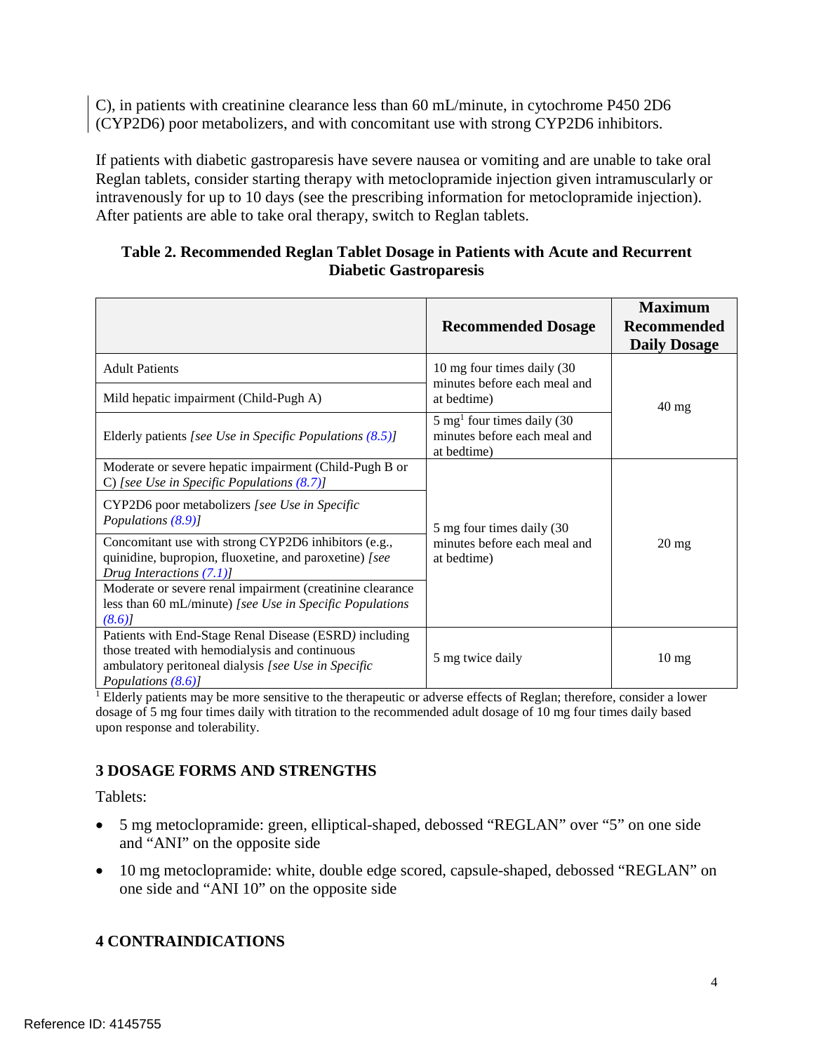C), in patients with creatinine clearance less than 60 mL/minute, in cytochrome P450 2D6 (CYP2D6) poor metabolizers, and with concomitant use with strong CYP2D6 inhibitors.

If patients with diabetic gastroparesis have severe nausea or vomiting and are unable to take oral Reglan tablets, consider starting therapy with metoclopramide injection given intramuscularly or intravenously for up to 10 days (see the prescribing information for metoclopramide injection). After patients are able to take oral therapy, switch to Reglan tablets.

**Table 2. Recommended Reglan Tablet Dosage in Patients with Acute and Recurrent Diabetic Gastroparesis**

| | Recommended Dosage | Maximum Recommended Daily Dosage |
|---|---|---|
| Adult Patients | 10 mg four times daily (30 minutes before each meal and at bedtime) | 40 mg |
| Mild hepatic impairment (Child-Pugh A) | 10 mg four times daily (30 minutes before each meal and at bedtime) | 40 mg |
| Elderly patients *[see Use in Specific Populations (8.5)]* | 5 mg[1] four times daily (30 minutes before each meal and at bedtime) | 40 mg |
| Moderate or severe hepatic impairment (Child-Pugh B or C) *[see Use in Specific Populations (8.7)]* | 5 mg four times daily (30 minutes before each meal and at bedtime) | 20 mg |
| CYP2D6 poor metabolizers *[see Use in Specific Populations (8.9)]* | 5 mg four times daily (30 minutes before each meal and at bedtime) | 20 mg |
| Concomitant use with strong CYP2D6 inhibitors (e.g., quinidine, bupropion, fluoxetine, and paroxetine) *[see Drug Interactions (7.1)]* | 5 mg four times daily (30 minutes before each meal and at bedtime) | 20 mg |
| Moderate or severe renal impairment (creatinine clearance less than 60 mL/minute) *[see Use in Specific Populations (8.6)]* | 5 mg four times daily (30 minutes before each meal and at bedtime) | 20 mg |
| Patients with End-Stage Renal Disease (ESRD) including those treated with hemodialysis and continuous ambulatory peritoneal dialysis *[see Use in Specific Populations (8.6)]* | 5 mg twice daily | 10 mg |

[1] Elderly patients may be more sensitive to the therapeutic or adverse effects of Reglan; therefore, consider a lower dosage of 5 mg four times daily with titration to the recommended adult dosage of 10 mg four times daily based upon response and tolerability.

## 3 DOSAGE FORMS AND STRENGTHS

Tablets:

- 5 mg metoclopramide: green, elliptical-shaped, debossed "REGLAN" over "5" on one side and "ANI" on the opposite side
- 10 mg metoclopramide: white, double edge scored, capsule-shaped, debossed "REGLAN" on one side and "ANI 10" on the opposite side

## 4 CONTRAINDICATIONS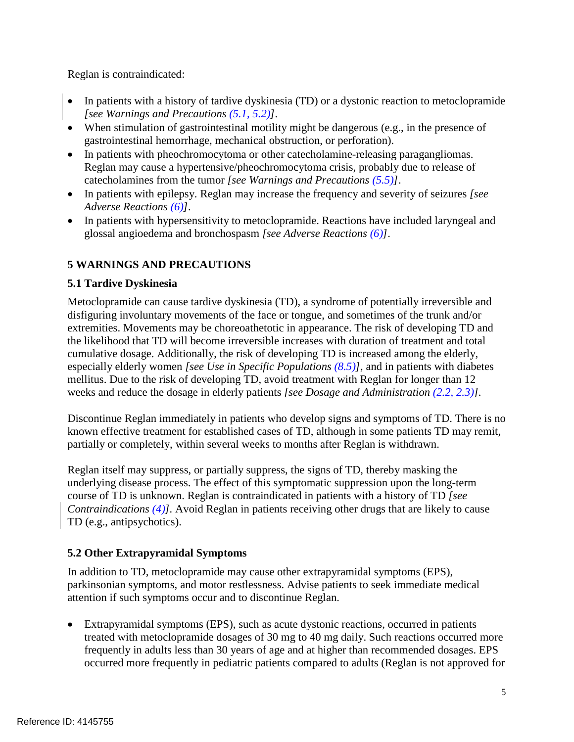Reglan is contraindicated:

- In patients with a history of tardive dyskinesia (TD) or a dystonic reaction to metoclopramide *[see Warnings and Precautions (5.1, 5.2)]*.
- When stimulation of gastrointestinal motility might be dangerous (e.g., in the presence of gastrointestinal hemorrhage, mechanical obstruction, or perforation).
- In patients with pheochromocytoma or other catecholamine-releasing paragangliomas. Reglan may cause a hypertensive/pheochromocytoma crisis, probably due to release of catecholamines from the tumor *[see Warnings and Precautions (5.5)]*.
- In patients with epilepsy. Reglan may increase the frequency and severity of seizures *[see Adverse Reactions (6)]*.
- In patients with hypersensitivity to metoclopramide. Reactions have included laryngeal and glossal angioedema and bronchospasm *[see Adverse Reactions (6)]*.

## 5 WARNINGS AND PRECAUTIONS

### 5.1 Tardive Dyskinesia

Metoclopramide can cause tardive dyskinesia (TD), a syndrome of potentially irreversible and disfiguring involuntary movements of the face or tongue, and sometimes of the trunk and/or extremities. Movements may be choreoathetotic in appearance. The risk of developing TD and the likelihood that TD will become irreversible increases with duration of treatment and total cumulative dosage. Additionally, the risk of developing TD is increased among the elderly, especially elderly women *[see Use in Specific Populations (8.5)]*, and in patients with diabetes mellitus. Due to the risk of developing TD, avoid treatment with Reglan for longer than 12 weeks and reduce the dosage in elderly patients *[see Dosage and Administration (2.2, 2.3)]*.

Discontinue Reglan immediately in patients who develop signs and symptoms of TD. There is no known effective treatment for established cases of TD, although in some patients TD may remit, partially or completely, within several weeks to months after Reglan is withdrawn.

Reglan itself may suppress, or partially suppress, the signs of TD, thereby masking the underlying disease process. The effect of this symptomatic suppression upon the long-term course of TD is unknown. Reglan is contraindicated in patients with a history of TD *[see Contraindications (4)]*. Avoid Reglan in patients receiving other drugs that are likely to cause TD (e.g., antipsychotics).

### 5.2 Other Extrapyramidal Symptoms

In addition to TD, metoclopramide may cause other extrapyramidal symptoms (EPS), parkinsonian symptoms, and motor restlessness. Advise patients to seek immediate medical attention if such symptoms occur and to discontinue Reglan.

- Extrapyramidal symptoms (EPS), such as acute dystonic reactions, occurred in patients treated with metoclopramide dosages of 30 mg to 40 mg daily. Such reactions occurred more frequently in adults less than 30 years of age and at higher than recommended dosages. EPS occurred more frequently in pediatric patients compared to adults (Reglan is not approved for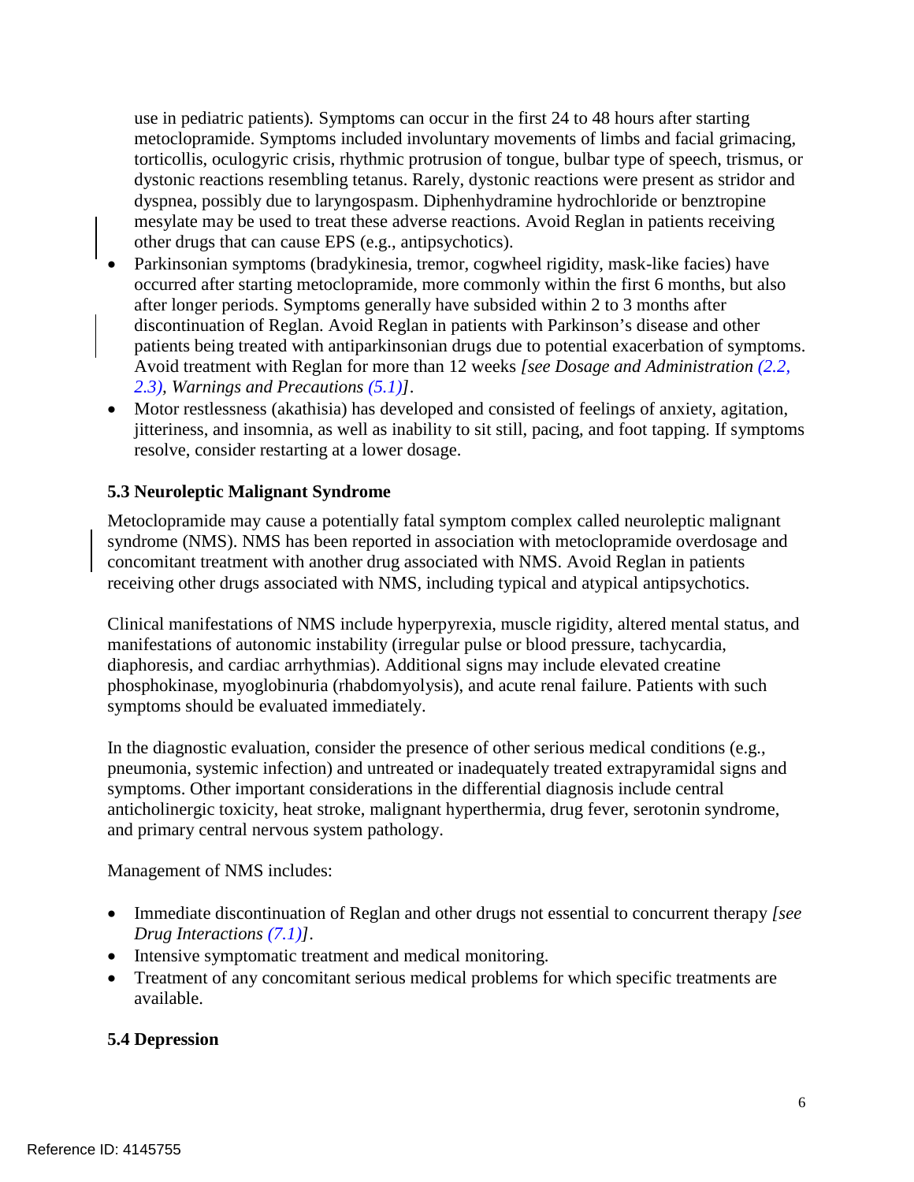use in pediatric patients). Symptoms can occur in the first 24 to 48 hours after starting metoclopramide. Symptoms included involuntary movements of limbs and facial grimacing, torticollis, oculogyric crisis, rhythmic protrusion of tongue, bulbar type of speech, trismus, or dystonic reactions resembling tetanus. Rarely, dystonic reactions were present as stridor and dyspnea, possibly due to laryngospasm. Diphenhydramine hydrochloride or benztropine mesylate may be used to treat these adverse reactions. Avoid Reglan in patients receiving other drugs that can cause EPS (e.g., antipsychotics).

- Parkinsonian symptoms (bradykinesia, tremor, cogwheel rigidity, mask-like facies) have occurred after starting metoclopramide, more commonly within the first 6 months, but also after longer periods. Symptoms generally have subsided within 2 to 3 months after discontinuation of Reglan. Avoid Reglan in patients with Parkinson's disease and other patients being treated with antiparkinsonian drugs due to potential exacerbation of symptoms. Avoid treatment with Reglan for more than 12 weeks *[see Dosage and Administration (2.2, 2.3), Warnings and Precautions (5.1)]*.
- Motor restlessness (akathisia) has developed and consisted of feelings of anxiety, agitation, jitteriness, and insomnia, as well as inability to sit still, pacing, and foot tapping. If symptoms resolve, consider restarting at a lower dosage.

### 5.3 Neuroleptic Malignant Syndrome

Metoclopramide may cause a potentially fatal symptom complex called neuroleptic malignant syndrome (NMS). NMS has been reported in association with metoclopramide overdosage and concomitant treatment with another drug associated with NMS. Avoid Reglan in patients receiving other drugs associated with NMS, including typical and atypical antipsychotics.

Clinical manifestations of NMS include hyperpyrexia, muscle rigidity, altered mental status, and manifestations of autonomic instability (irregular pulse or blood pressure, tachycardia, diaphoresis, and cardiac arrhythmias). Additional signs may include elevated creatine phosphokinase, myoglobinuria (rhabdomyolysis), and acute renal failure. Patients with such symptoms should be evaluated immediately.

In the diagnostic evaluation, consider the presence of other serious medical conditions (e.g., pneumonia, systemic infection) and untreated or inadequately treated extrapyramidal signs and symptoms. Other important considerations in the differential diagnosis include central anticholinergic toxicity, heat stroke, malignant hyperthermia, drug fever, serotonin syndrome, and primary central nervous system pathology.

Management of NMS includes:

- Immediate discontinuation of Reglan and other drugs not essential to concurrent therapy *[see Drug Interactions (7.1)]*.
- Intensive symptomatic treatment and medical monitoring.
- Treatment of any concomitant serious medical problems for which specific treatments are available.

### 5.4 Depression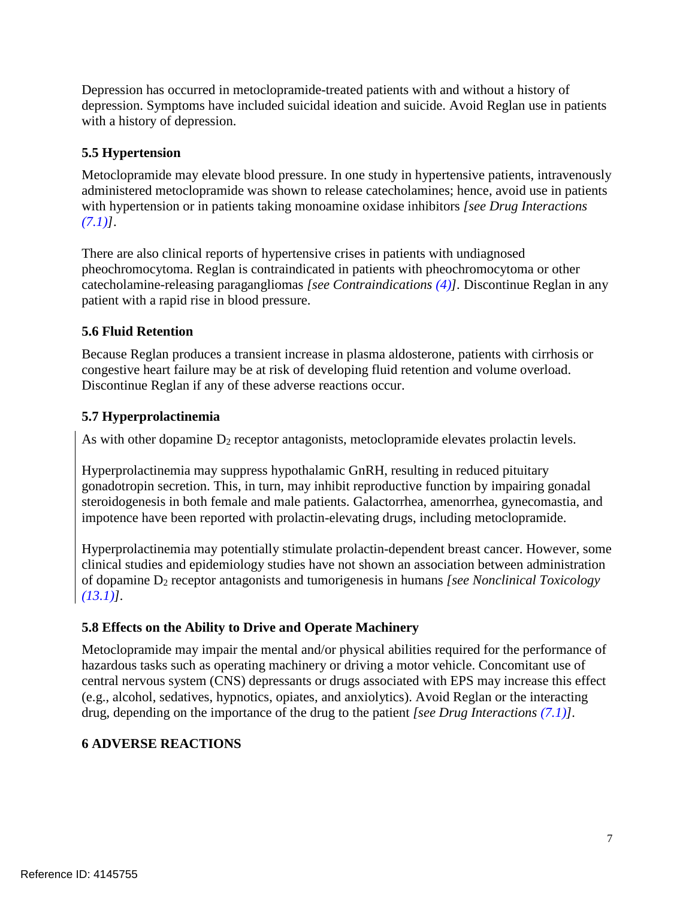Depression has occurred in metoclopramide-treated patients with and without a history of depression. Symptoms have included suicidal ideation and suicide. Avoid Reglan use in patients with a history of depression.

### 5.5 Hypertension

Metoclopramide may elevate blood pressure. In one study in hypertensive patients, intravenously administered metoclopramide was shown to release catecholamines; hence, avoid use in patients with hypertension or in patients taking monoamine oxidase inhibitors *[see Drug Interactions (7.1)]*.

There are also clinical reports of hypertensive crises in patients with undiagnosed pheochromocytoma. Reglan is contraindicated in patients with pheochromocytoma or other catecholamine-releasing paragangliomas *[see Contraindications (4)]*. Discontinue Reglan in any patient with a rapid rise in blood pressure.

### 5.6 Fluid Retention

Because Reglan produces a transient increase in plasma aldosterone, patients with cirrhosis or congestive heart failure may be at risk of developing fluid retention and volume overload. Discontinue Reglan if any of these adverse reactions occur.

### 5.7 Hyperprolactinemia

As with other dopamine $D_2$ receptor antagonists, metoclopramide elevates prolactin levels.

Hyperprolactinemia may suppress hypothalamic GnRH, resulting in reduced pituitary gonadotropin secretion. This, in turn, may inhibit reproductive function by impairing gonadal steroidogenesis in both female and male patients. Galactorrhea, amenorrhea, gynecomastia, and impotence have been reported with prolactin-elevating drugs, including metoclopramide.

Hyperprolactinemia may potentially stimulate prolactin-dependent breast cancer. However, some clinical studies and epidemiology studies have not shown an association between administration of dopamine $D_2$ receptor antagonists and tumorigenesis in humans *[see Nonclinical Toxicology (13.1)]*.

### 5.8 Effects on the Ability to Drive and Operate Machinery

Metoclopramide may impair the mental and/or physical abilities required for the performance of hazardous tasks such as operating machinery or driving a motor vehicle. Concomitant use of central nervous system (CNS) depressants or drugs associated with EPS may increase this effect (e.g., alcohol, sedatives, hypnotics, opiates, and anxiolytics). Avoid Reglan or the interacting drug, depending on the importance of the drug to the patient *[see Drug Interactions (7.1)]*.

## 6 ADVERSE REACTIONS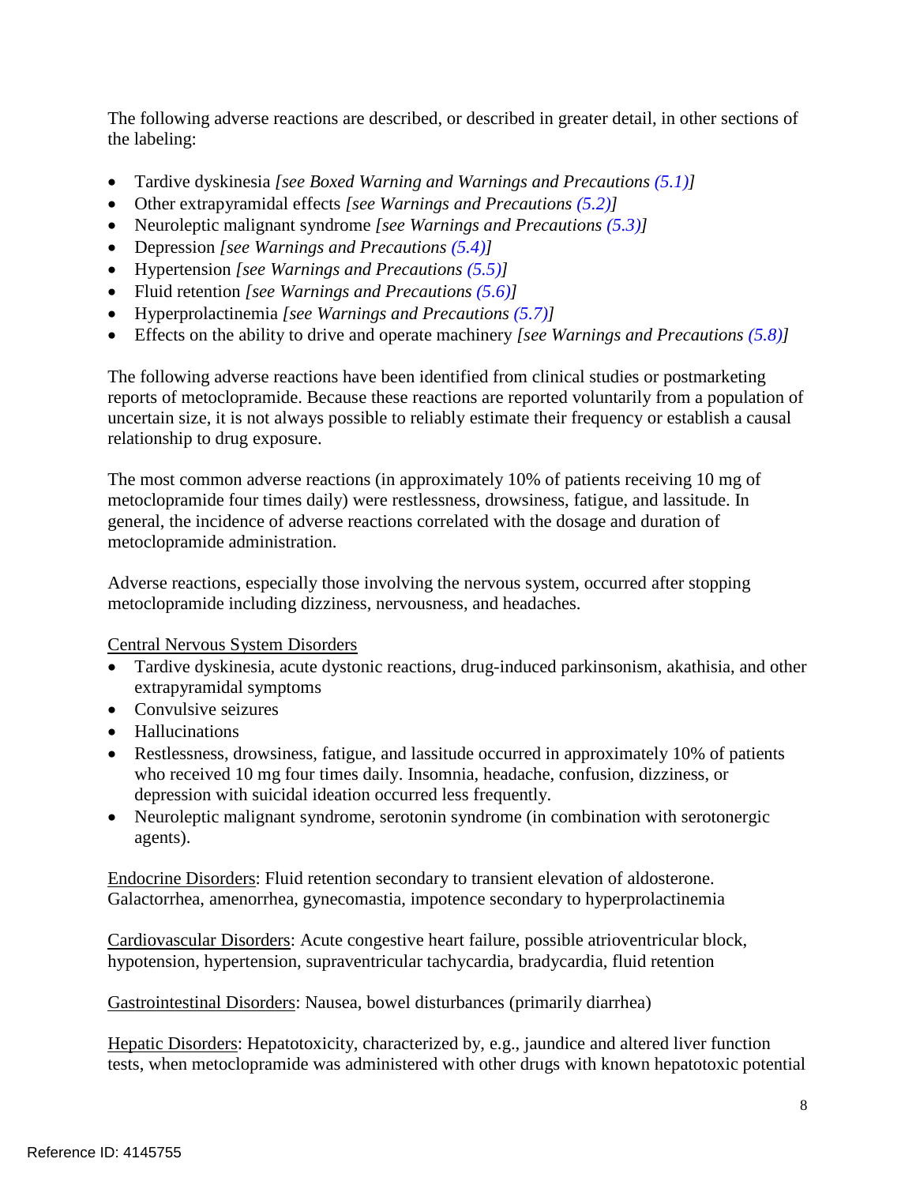The following adverse reactions are described, or described in greater detail, in other sections of the labeling:

- Tardive dyskinesia *[see Boxed Warning and Warnings and Precautions (5.1)]*
- Other extrapyramidal effects *[see Warnings and Precautions (5.2)]*
- Neuroleptic malignant syndrome *[see Warnings and Precautions (5.3)]*
- Depression *[see Warnings and Precautions (5.4)]*
- Hypertension *[see Warnings and Precautions (5.5)]*
- Fluid retention *[see Warnings and Precautions (5.6)]*
- Hyperprolactinemia *[see Warnings and Precautions (5.7)]*
- Effects on the ability to drive and operate machinery *[see Warnings and Precautions (5.8)]*

The following adverse reactions have been identified from clinical studies or postmarketing reports of metoclopramide. Because these reactions are reported voluntarily from a population of uncertain size, it is not always possible to reliably estimate their frequency or establish a causal relationship to drug exposure.

The most common adverse reactions (in approximately 10% of patients receiving 10 mg of metoclopramide four times daily) were restlessness, drowsiness, fatigue, and lassitude. In general, the incidence of adverse reactions correlated with the dosage and duration of metoclopramide administration.

Adverse reactions, especially those involving the nervous system, occurred after stopping metoclopramide including dizziness, nervousness, and headaches.

Central Nervous System Disorders

- Tardive dyskinesia, acute dystonic reactions, drug-induced parkinsonism, akathisia, and other extrapyramidal symptoms
- Convulsive seizures
- Hallucinations
- Restlessness, drowsiness, fatigue, and lassitude occurred in approximately 10% of patients who received 10 mg four times daily. Insomnia, headache, confusion, dizziness, or depression with suicidal ideation occurred less frequently.
- Neuroleptic malignant syndrome, serotonin syndrome (in combination with serotonergic agents).

Endocrine Disorders: Fluid retention secondary to transient elevation of aldosterone. Galactorrhea, amenorrhea, gynecomastia, impotence secondary to hyperprolactinemia

Cardiovascular Disorders: Acute congestive heart failure, possible atrioventricular block, hypotension, hypertension, supraventricular tachycardia, bradycardia, fluid retention

Gastrointestinal Disorders: Nausea, bowel disturbances (primarily diarrhea)

Hepatic Disorders: Hepatotoxicity, characterized by, e.g., jaundice and altered liver function tests, when metoclopramide was administered with other drugs with known hepatotoxic potential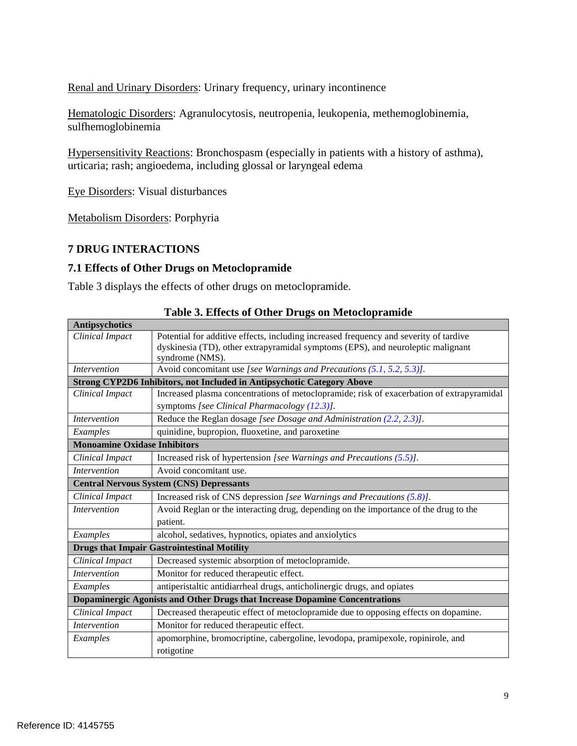Renal and Urinary Disorders: Urinary frequency, urinary incontinence

Hematologic Disorders: Agranulocytosis, neutropenia, leukopenia, methemoglobinemia, sulfhemoglobinemia

Hypersensitivity Reactions: Bronchospasm (especially in patients with a history of asthma), urticaria; rash; angioedema, including glossal or laryngeal edema

Eye Disorders: Visual disturbances

Metabolism Disorders: Porphyria

## 7 DRUG INTERACTIONS

### 7.1 Effects of Other Drugs on Metoclopramide

Table 3 displays the effects of other drugs on metoclopramide.

**Table 3. Effects of Other Drugs on Metoclopramide**

| **Antipsychotics** | |
|---|---|
| *Clinical Impact* | Potential for additive effects, including increased frequency and severity of tardive dyskinesia (TD), other extrapyramidal symptoms (EPS), and neuroleptic malignant syndrome (NMS). |
| *Intervention* | Avoid concomitant use *[see Warnings and Precautions (5.1, 5.2, 5.3)]*. |
| **Strong CYP2D6 Inhibitors, not Included in Antipsychotic Category Above** | |
| *Clinical Impact* | Increased plasma concentrations of metoclopramide; risk of exacerbation of extrapyramidal symptoms *[see Clinical Pharmacology (12.3)]*. |
| *Intervention* | Reduce the Reglan dosage *[see Dosage and Administration (2.2, 2.3)]*. |
| *Examples* | quinidine, bupropion, fluoxetine, and paroxetine |
| **Monoamine Oxidase Inhibitors** | |
| *Clinical Impact* | Increased risk of hypertension *[see Warnings and Precautions (5.5)]*. |
| *Intervention* | Avoid concomitant use. |
| **Central Nervous System (CNS) Depressants** | |
| *Clinical Impact* | Increased risk of CNS depression *[see Warnings and Precautions (5.8)]*. |
| *Intervention* | Avoid Reglan or the interacting drug, depending on the importance of the drug to the patient. |
| *Examples* | alcohol, sedatives, hypnotics, opiates and anxiolytics |
| **Drugs that Impair Gastrointestinal Motility** | |
| *Clinical Impact* | Decreased systemic absorption of metoclopramide. |
| *Intervention* | Monitor for reduced therapeutic effect. |
| *Examples* | antiperistaltic antidiarrheal drugs, anticholinergic drugs, and opiates |
| **Dopaminergic Agonists and Other Drugs that Increase Dopamine Concentrations** | |
| *Clinical Impact* | Decreased therapeutic effect of metoclopramide due to opposing effects on dopamine. |
| *Intervention* | Monitor for reduced therapeutic effect. |
| *Examples* | apomorphine, bromocriptine, cabergoline, levodopa, pramipexole, ropinirole, and rotigotine |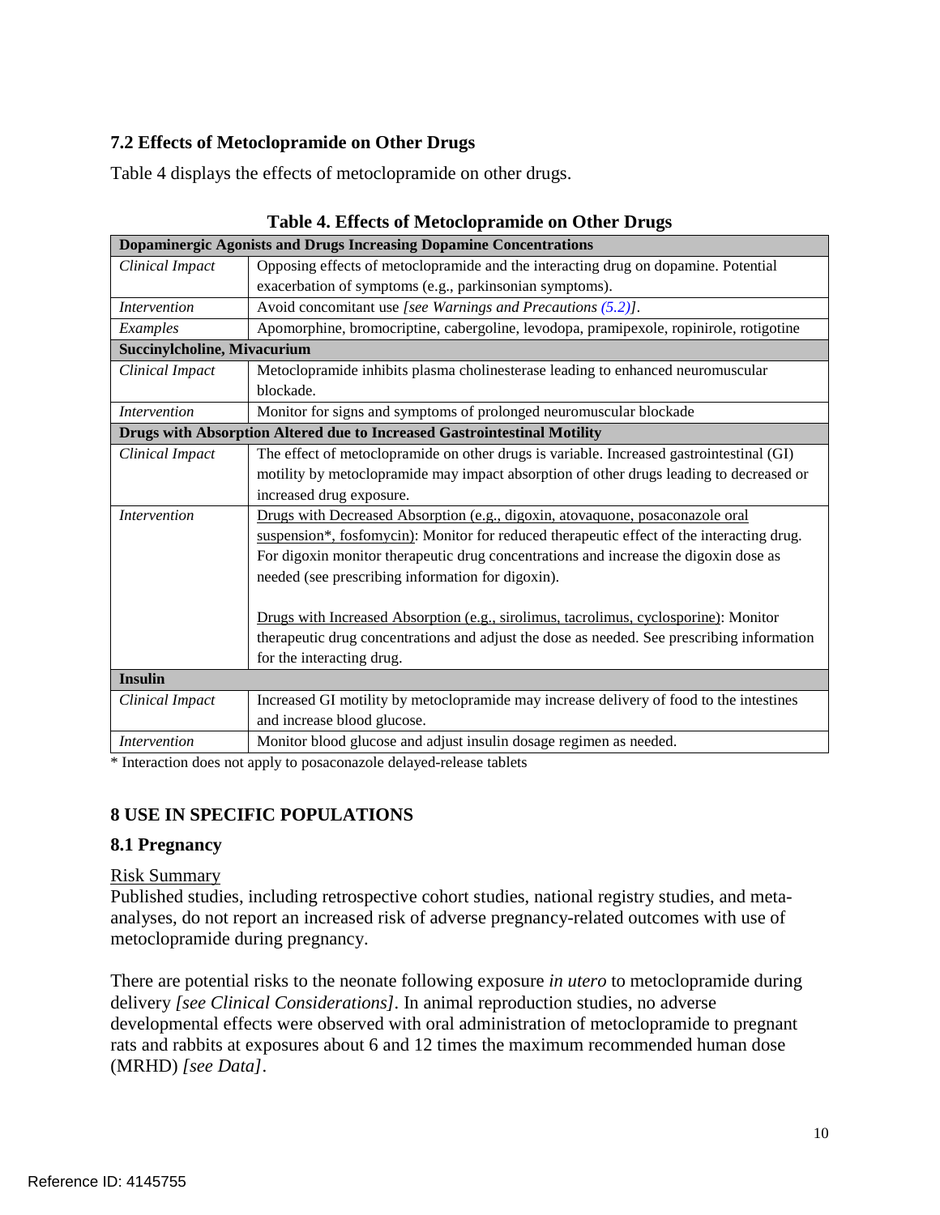### 7.2 Effects of Metoclopramide on Other Drugs

Table 4 displays the effects of metoclopramide on other drugs.

**Table 4. Effects of Metoclopramide on Other Drugs**

| **Dopaminergic Agonists and Drugs Increasing Dopamine Concentrations** | |
|---|---|
| *Clinical Impact* | Opposing effects of metoclopramide and the interacting drug on dopamine. Potential exacerbation of symptoms (e.g., parkinsonian symptoms). |
| *Intervention* | Avoid concomitant use *[see Warnings and Precautions (5.2)]*. |
| *Examples* | Apomorphine, bromocriptine, cabergoline, levodopa, pramipexole, ropinirole, rotigotine |
| **Succinylcholine, Mivacurium** | |
| *Clinical Impact* | Metoclopramide inhibits plasma cholinesterase leading to enhanced neuromuscular blockade. |
| *Intervention* | Monitor for signs and symptoms of prolonged neuromuscular blockade |
| **Drugs with Absorption Altered due to Increased Gastrointestinal Motility** | |
| *Clinical Impact* | The effect of metoclopramide on other drugs is variable. Increased gastrointestinal (GI) motility by metoclopramide may impact absorption of other drugs leading to decreased or increased drug exposure. |
| *Intervention* | Drugs with Decreased Absorption (e.g., digoxin, atovaquone, posaconazole oral suspension*, fosfomycin): Monitor for reduced therapeutic effect of the interacting drug. For digoxin monitor therapeutic drug concentrations and increase the digoxin dose as needed (see prescribing information for digoxin).<br><br>Drugs with Increased Absorption (e.g., sirolimus, tacrolimus, cyclosporine): Monitor therapeutic drug concentrations and adjust the dose as needed. See prescribing information for the interacting drug. |
| **Insulin** | |
| *Clinical Impact* | Increased GI motility by metoclopramide may increase delivery of food to the intestines and increase blood glucose. |
| *Intervention* | Monitor blood glucose and adjust insulin dosage regimen as needed. |

* Interaction does not apply to posaconazole delayed-release tablets

## 8 USE IN SPECIFIC POPULATIONS

### 8.1 Pregnancy

Risk Summary

Published studies, including retrospective cohort studies, national registry studies, and meta-analyses, do not report an increased risk of adverse pregnancy-related outcomes with use of metoclopramide during pregnancy.

There are potential risks to the neonate following exposure *in utero* to metoclopramide during delivery *[see Clinical Considerations]*. In animal reproduction studies, no adverse developmental effects were observed with oral administration of metoclopramide to pregnant rats and rabbits at exposures about 6 and 12 times the maximum recommended human dose (MRHD) *[see Data]*.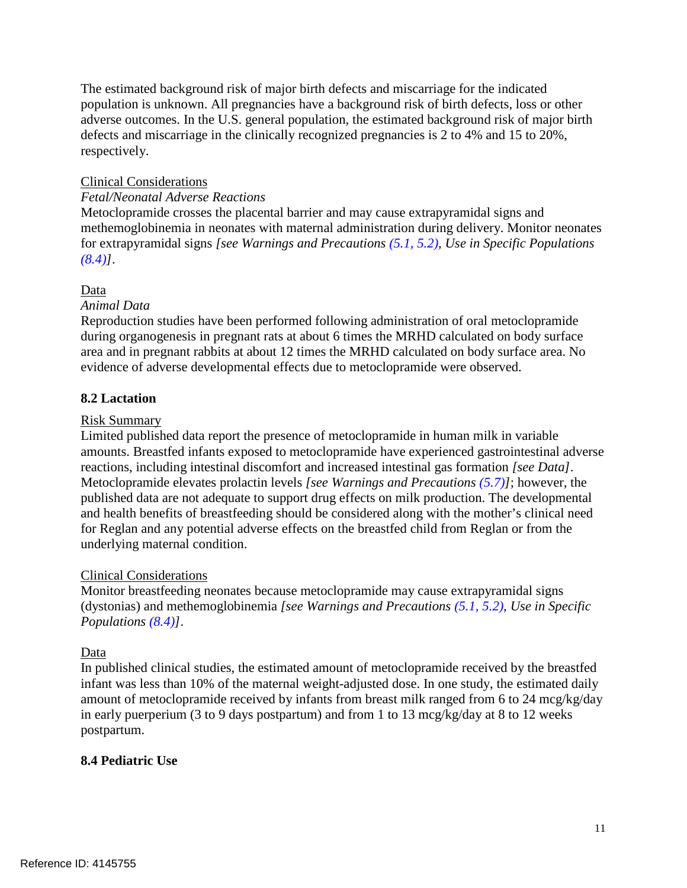The estimated background risk of major birth defects and miscarriage for the indicated population is unknown. All pregnancies have a background risk of birth defects, loss or other adverse outcomes. In the U.S. general population, the estimated background risk of major birth defects and miscarriage in the clinically recognized pregnancies is 2 to 4% and 15 to 20%, respectively.

Clinical Considerations

*Fetal/Neonatal Adverse Reactions*

Metoclopramide crosses the placental barrier and may cause extrapyramidal signs and methemoglobinemia in neonates with maternal administration during delivery. Monitor neonates for extrapyramidal signs *[see Warnings and Precautions (5.1, 5.2), Use in Specific Populations (8.4)]*.

Data

*Animal Data*

Reproduction studies have been performed following administration of oral metoclopramide during organogenesis in pregnant rats at about 6 times the MRHD calculated on body surface area and in pregnant rabbits at about 12 times the MRHD calculated on body surface area. No evidence of adverse developmental effects due to metoclopramide were observed.

### 8.2 Lactation

Risk Summary

Limited published data report the presence of metoclopramide in human milk in variable amounts. Breastfed infants exposed to metoclopramide have experienced gastrointestinal adverse reactions, including intestinal discomfort and increased intestinal gas formation *[see Data]*. Metoclopramide elevates prolactin levels *[see Warnings and Precautions (5.7)]*; however, the published data are not adequate to support drug effects on milk production. The developmental and health benefits of breastfeeding should be considered along with the mother's clinical need for Reglan and any potential adverse effects on the breastfed child from Reglan or from the underlying maternal condition.

Clinical Considerations

Monitor breastfeeding neonates because metoclopramide may cause extrapyramidal signs (dystonias) and methemoglobinemia *[see Warnings and Precautions (5.1, 5.2), Use in Specific Populations (8.4)]*.

Data

In published clinical studies, the estimated amount of metoclopramide received by the breastfed infant was less than 10% of the maternal weight-adjusted dose. In one study, the estimated daily amount of metoclopramide received by infants from breast milk ranged from 6 to 24 mcg/kg/day in early puerperium (3 to 9 days postpartum) and from 1 to 13 mcg/kg/day at 8 to 12 weeks postpartum.

### 8.4 Pediatric Use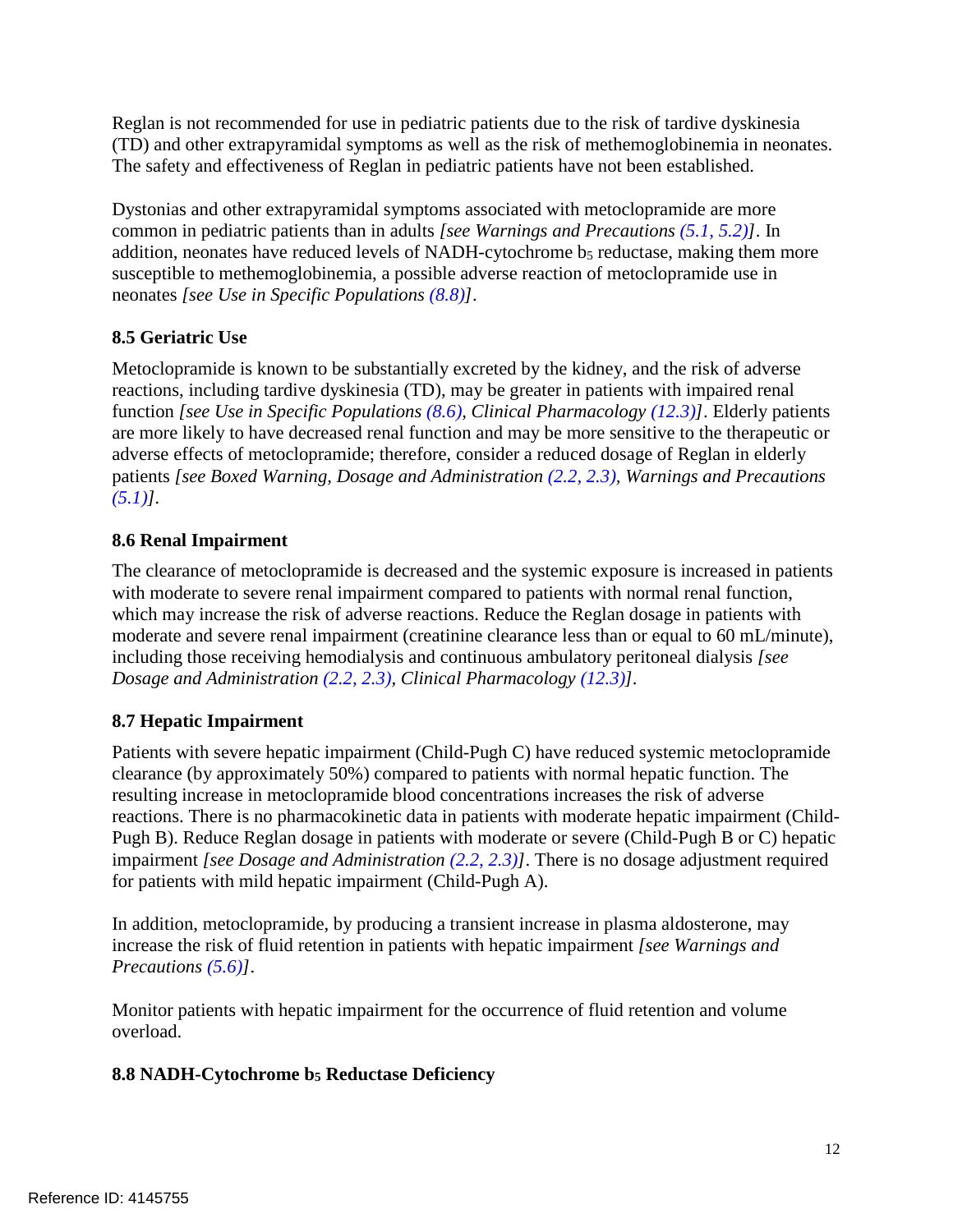Reglan is not recommended for use in pediatric patients due to the risk of tardive dyskinesia (TD) and other extrapyramidal symptoms as well as the risk of methemoglobinemia in neonates. The safety and effectiveness of Reglan in pediatric patients have not been established.

Dystonias and other extrapyramidal symptoms associated with metoclopramide are more common in pediatric patients than in adults *[see Warnings and Precautions (5.1, 5.2)]*. In addition, neonates have reduced levels of NADH-cytochrome $b_5$ reductase, making them more susceptible to methemoglobinemia, a possible adverse reaction of metoclopramide use in neonates *[see Use in Specific Populations (8.8)]*.

### 8.5 Geriatric Use

Metoclopramide is known to be substantially excreted by the kidney, and the risk of adverse reactions, including tardive dyskinesia (TD), may be greater in patients with impaired renal function *[see Use in Specific Populations (8.6), Clinical Pharmacology (12.3)]*. Elderly patients are more likely to have decreased renal function and may be more sensitive to the therapeutic or adverse effects of metoclopramide; therefore, consider a reduced dosage of Reglan in elderly patients *[see Boxed Warning, Dosage and Administration (2.2, 2.3), Warnings and Precautions (5.1)]*.

### 8.6 Renal Impairment

The clearance of metoclopramide is decreased and the systemic exposure is increased in patients with moderate to severe renal impairment compared to patients with normal renal function, which may increase the risk of adverse reactions. Reduce the Reglan dosage in patients with moderate and severe renal impairment (creatinine clearance less than or equal to 60 mL/minute), including those receiving hemodialysis and continuous ambulatory peritoneal dialysis *[see Dosage and Administration (2.2, 2.3), Clinical Pharmacology (12.3)]*.

### 8.7 Hepatic Impairment

Patients with severe hepatic impairment (Child-Pugh C) have reduced systemic metoclopramide clearance (by approximately 50%) compared to patients with normal hepatic function. The resulting increase in metoclopramide blood concentrations increases the risk of adverse reactions. There is no pharmacokinetic data in patients with moderate hepatic impairment (Child-Pugh B). Reduce Reglan dosage in patients with moderate or severe (Child-Pugh B or C) hepatic impairment *[see Dosage and Administration (2.2, 2.3)]*. There is no dosage adjustment required for patients with mild hepatic impairment (Child-Pugh A).

In addition, metoclopramide, by producing a transient increase in plasma aldosterone, may increase the risk of fluid retention in patients with hepatic impairment *[see Warnings and Precautions (5.6)]*.

Monitor patients with hepatic impairment for the occurrence of fluid retention and volume overload.

### 8.8 NADH-Cytochrome $b_5$ Reductase Deficiency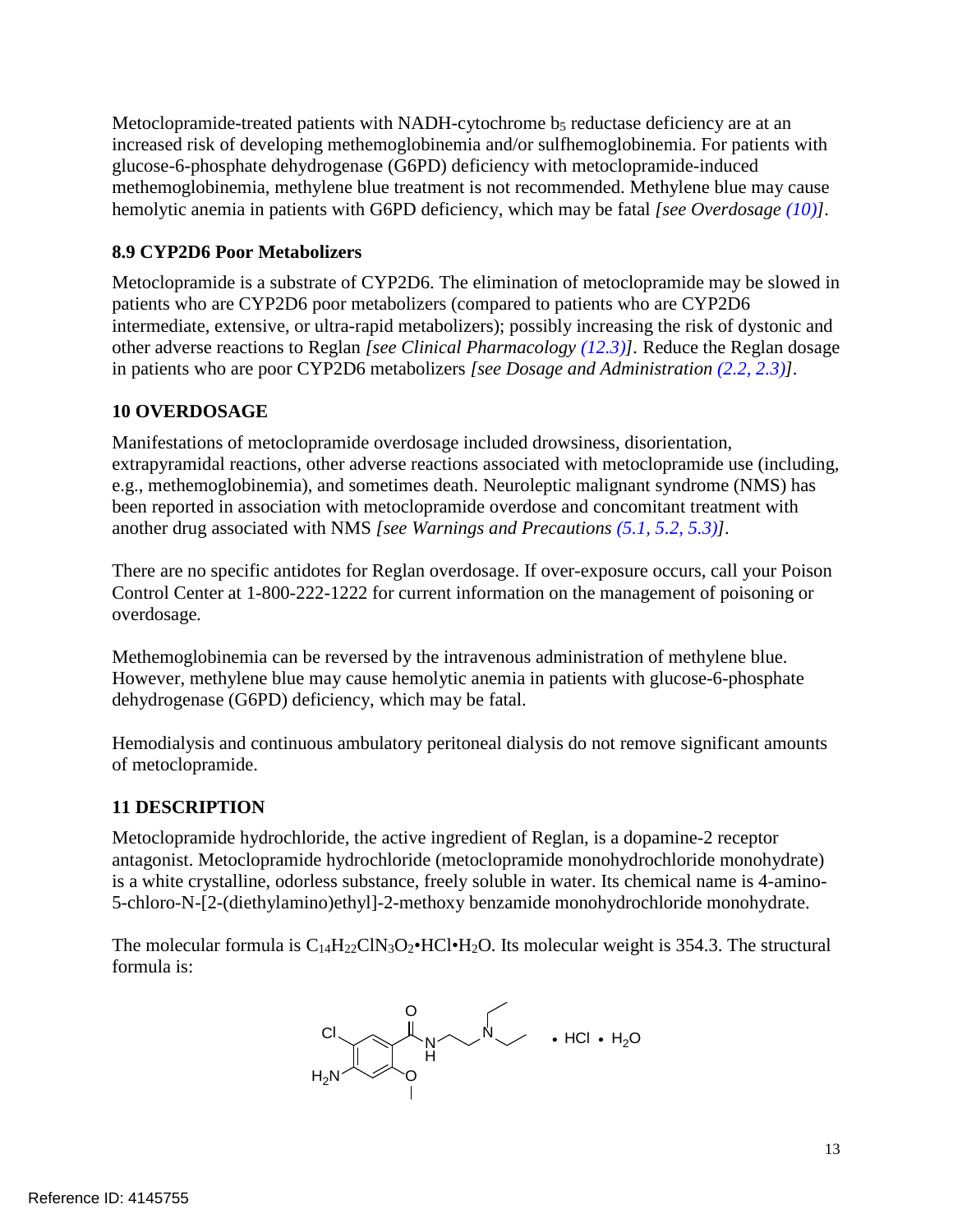Metoclopramide-treated patients with NADH-cytochrome $b_5$ reductase deficiency are at an increased risk of developing methemoglobinemia and/or sulfhemoglobinemia. For patients with glucose-6-phosphate dehydrogenase (G6PD) deficiency with metoclopramide-induced methemoglobinemia, methylene blue treatment is not recommended. Methylene blue may cause hemolytic anemia in patients with G6PD deficiency, which may be fatal *[see Overdosage (10)]*.

### 8.9 CYP2D6 Poor Metabolizers

Metoclopramide is a substrate of CYP2D6. The elimination of metoclopramide may be slowed in patients who are CYP2D6 poor metabolizers (compared to patients who are CYP2D6 intermediate, extensive, or ultra-rapid metabolizers); possibly increasing the risk of dystonic and other adverse reactions to Reglan *[see Clinical Pharmacology (12.3)]*. Reduce the Reglan dosage in patients who are poor CYP2D6 metabolizers *[see Dosage and Administration (2.2, 2.3)]*.

## 10 OVERDOSAGE

Manifestations of metoclopramide overdosage included drowsiness, disorientation, extrapyramidal reactions, other adverse reactions associated with metoclopramide use (including, e.g., methemoglobinemia), and sometimes death. Neuroleptic malignant syndrome (NMS) has been reported in association with metoclopramide overdose and concomitant treatment with another drug associated with NMS *[see Warnings and Precautions (5.1, 5.2, 5.3)]*.

There are no specific antidotes for Reglan overdosage. If over-exposure occurs, call your Poison Control Center at 1-800-222-1222 for current information on the management of poisoning or overdosage.

Methemoglobinemia can be reversed by the intravenous administration of methylene blue. However, methylene blue may cause hemolytic anemia in patients with glucose-6-phosphate dehydrogenase (G6PD) deficiency, which may be fatal.

Hemodialysis and continuous ambulatory peritoneal dialysis do not remove significant amounts of metoclopramide.

## 11 DESCRIPTION

Metoclopramide hydrochloride, the active ingredient of Reglan, is a dopamine-2 receptor antagonist. Metoclopramide hydrochloride (metoclopramide monohydrochloride monohydrate) is a white crystalline, odorless substance, freely soluble in water. Its chemical name is 4-amino-5-chloro-N-[2-(diethylamino)ethyl]-2-methoxy benzamide monohydrochloride monohydrate.

The molecular formula is $C_{14}H_{22}ClN_3O_2 \cdot HCl \cdot H_2O$. Its molecular weight is 354.3. The structural formula is:

Reference ID: 4145755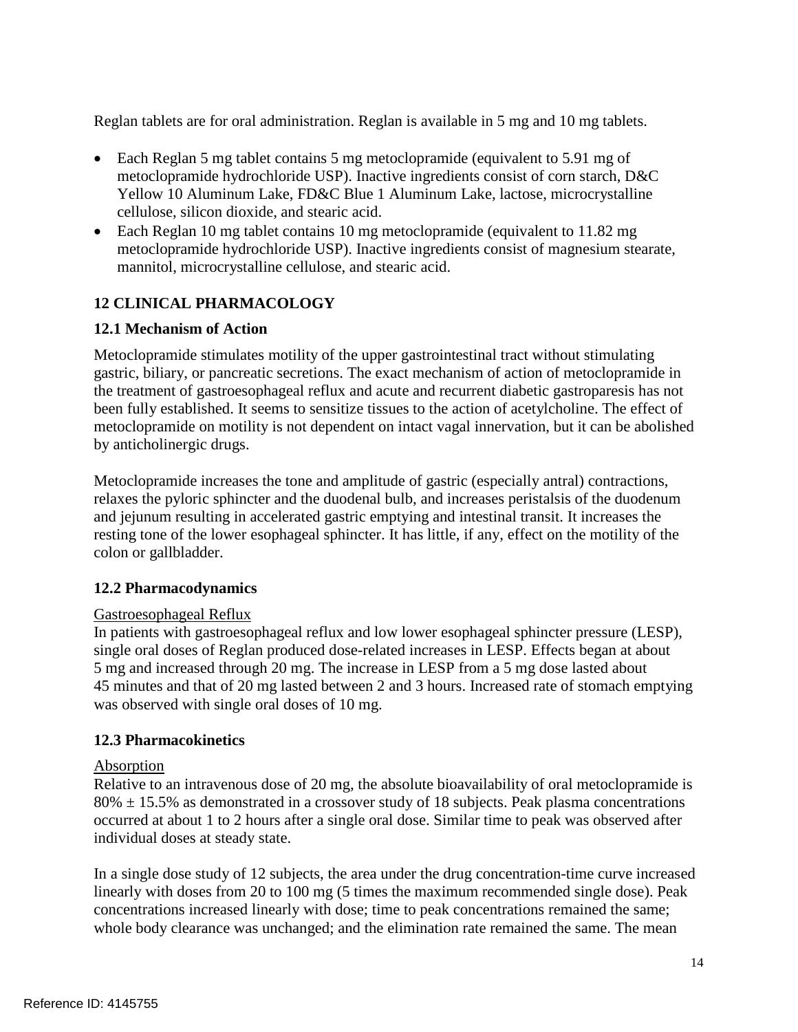Reglan tablets are for oral administration. Reglan is available in 5 mg and 10 mg tablets.

- Each Reglan 5 mg tablet contains 5 mg metoclopramide (equivalent to 5.91 mg of metoclopramide hydrochloride USP). Inactive ingredients consist of corn starch, D&C Yellow 10 Aluminum Lake, FD&C Blue 1 Aluminum Lake, lactose, microcrystalline cellulose, silicon dioxide, and stearic acid.
- Each Reglan 10 mg tablet contains 10 mg metoclopramide (equivalent to 11.82 mg metoclopramide hydrochloride USP). Inactive ingredients consist of magnesium stearate, mannitol, microcrystalline cellulose, and stearic acid.

## 12 CLINICAL PHARMACOLOGY

### 12.1 Mechanism of Action

Metoclopramide stimulates motility of the upper gastrointestinal tract without stimulating gastric, biliary, or pancreatic secretions. The exact mechanism of action of metoclopramide in the treatment of gastroesophageal reflux and acute and recurrent diabetic gastroparesis has not been fully established. It seems to sensitize tissues to the action of acetylcholine. The effect of metoclopramide on motility is not dependent on intact vagal innervation, but it can be abolished by anticholinergic drugs.

Metoclopramide increases the tone and amplitude of gastric (especially antral) contractions, relaxes the pyloric sphincter and the duodenal bulb, and increases peristalsis of the duodenum and jejunum resulting in accelerated gastric emptying and intestinal transit. It increases the resting tone of the lower esophageal sphincter. It has little, if any, effect on the motility of the colon or gallbladder.

### 12.2 Pharmacodynamics

Gastroesophageal Reflux

In patients with gastroesophageal reflux and low lower esophageal sphincter pressure (LESP), single oral doses of Reglan produced dose-related increases in LESP. Effects began at about 5 mg and increased through 20 mg. The increase in LESP from a 5 mg dose lasted about 45 minutes and that of 20 mg lasted between 2 and 3 hours. Increased rate of stomach emptying was observed with single oral doses of 10 mg.

### 12.3 Pharmacokinetics

Absorption

Relative to an intravenous dose of 20 mg, the absolute bioavailability of oral metoclopramide is 80% ± 15.5% as demonstrated in a crossover study of 18 subjects. Peak plasma concentrations occurred at about 1 to 2 hours after a single oral dose. Similar time to peak was observed after individual doses at steady state.

In a single dose study of 12 subjects, the area under the drug concentration-time curve increased linearly with doses from 20 to 100 mg (5 times the maximum recommended single dose). Peak concentrations increased linearly with dose; time to peak concentrations remained the same; whole body clearance was unchanged; and the elimination rate remained the same. The mean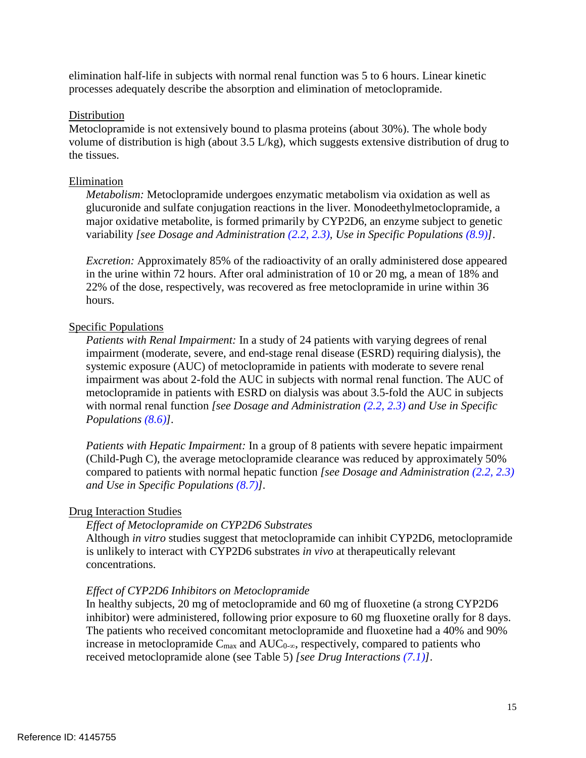elimination half-life in subjects with normal renal function was 5 to 6 hours. Linear kinetic processes adequately describe the absorption and elimination of metoclopramide.

<u>Distribution</u>

Metoclopramide is not extensively bound to plasma proteins (about 30%). The whole body volume of distribution is high (about 3.5 L/kg), which suggests extensive distribution of drug to the tissues.

<u>Elimination</u>

*Metabolism:* Metoclopramide undergoes enzymatic metabolism via oxidation as well as glucuronide and sulfate conjugation reactions in the liver. Monodeethylmetoclopramide, a major oxidative metabolite, is formed primarily by CYP2D6, an enzyme subject to genetic variability *[see Dosage and Administration (2.2, 2.3), Use in Specific Populations (8.9)]*.

*Excretion:* Approximately 85% of the radioactivity of an orally administered dose appeared in the urine within 72 hours. After oral administration of 10 or 20 mg, a mean of 18% and 22% of the dose, respectively, was recovered as free metoclopramide in urine within 36 hours.

<u>Specific Populations</u>

*Patients with Renal Impairment:* In a study of 24 patients with varying degrees of renal impairment (moderate, severe, and end-stage renal disease (ESRD) requiring dialysis), the systemic exposure (AUC) of metoclopramide in patients with moderate to severe renal impairment was about 2-fold the AUC in subjects with normal renal function. The AUC of metoclopramide in patients with ESRD on dialysis was about 3.5-fold the AUC in subjects with normal renal function *[see Dosage and Administration (2.2, 2.3) and Use in Specific Populations (8.6)]*.

*Patients with Hepatic Impairment:* In a group of 8 patients with severe hepatic impairment (Child-Pugh C), the average metoclopramide clearance was reduced by approximately 50% compared to patients with normal hepatic function *[see Dosage and Administration (2.2, 2.3) and Use in Specific Populations (8.7)]*.

<u>Drug Interaction Studies</u>

*Effect of Metoclopramide on CYP2D6 Substrates*

Although *in vitro* studies suggest that metoclopramide can inhibit CYP2D6, metoclopramide is unlikely to interact with CYP2D6 substrates *in vivo* at therapeutically relevant concentrations.

*Effect of CYP2D6 Inhibitors on Metoclopramide*

In healthy subjects, 20 mg of metoclopramide and 60 mg of fluoxetine (a strong CYP2D6 inhibitor) were administered, following prior exposure to 60 mg fluoxetine orally for 8 days. The patients who received concomitant metoclopramide and fluoxetine had a 40% and 90% increase in metoclopramide $C_{max}$ and $AUC_{0-\infty}$, respectively, compared to patients who received metoclopramide alone (see Table 5) *[see Drug Interactions (7.1)]*.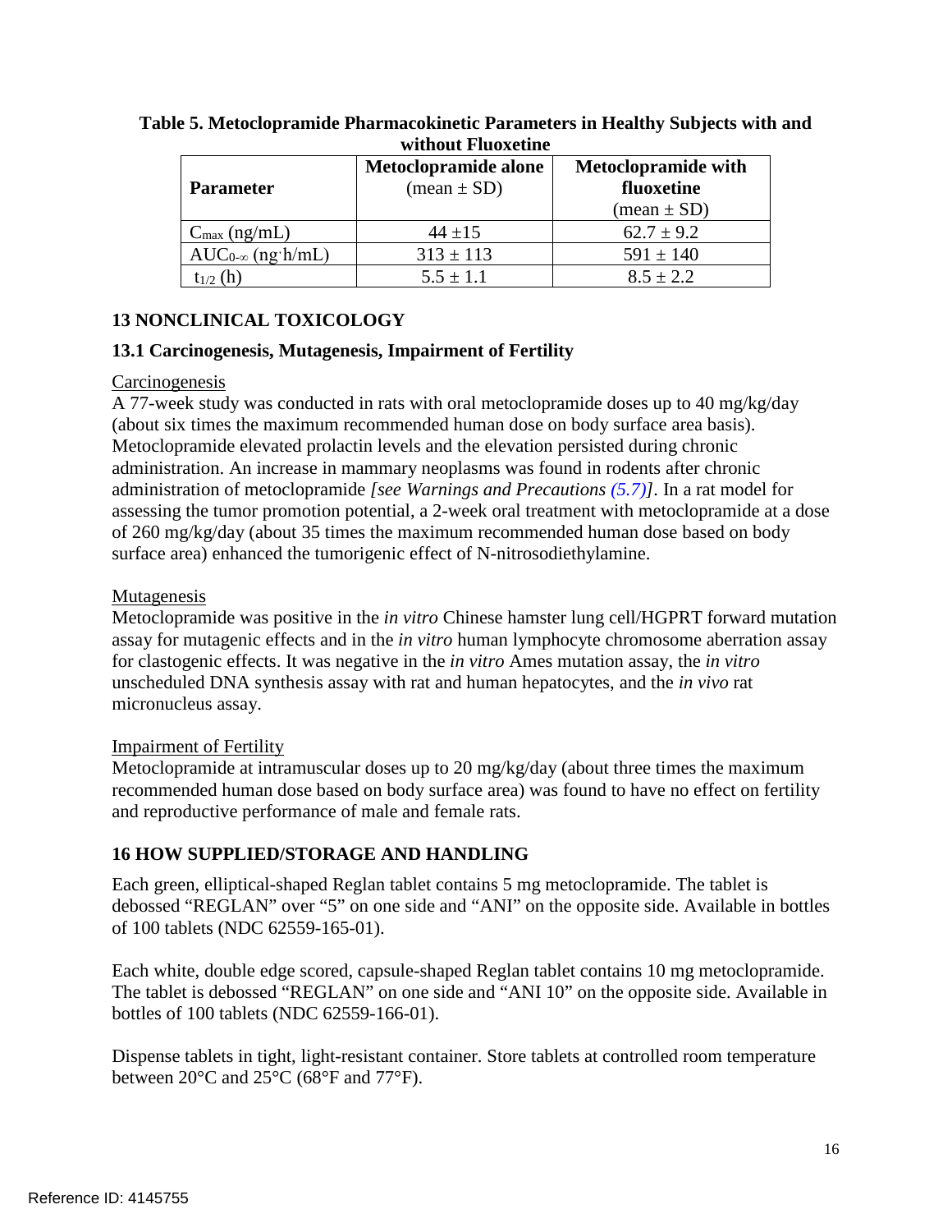**Table 5. Metoclopramide Pharmacokinetic Parameters in Healthy Subjects with and without Fluoxetine**

| Parameter | Metoclopramide alone (mean ± SD) | Metoclopramide with fluoxetine (mean ± SD) |
|---|---|---|
| $C_{max}$ (ng/mL) | 44 ±15 | 62.7 ± 9.2 |
| $AUC_{0-\infty}$ (ng·h/mL) | 313 ± 113 | 591 ± 140 |
| $t_{1/2}$ (h) | 5.5 ± 1.1 | 8.5 ± 2.2 |

## 13 NONCLINICAL TOXICOLOGY

### 13.1 Carcinogenesis, Mutagenesis, Impairment of Fertility

Carcinogenesis

A 77-week study was conducted in rats with oral metoclopramide doses up to 40 mg/kg/day (about six times the maximum recommended human dose on body surface area basis). Metoclopramide elevated prolactin levels and the elevation persisted during chronic administration. An increase in mammary neoplasms was found in rodents after chronic administration of metoclopramide *[see Warnings and Precautions (5.7)]*. In a rat model for assessing the tumor promotion potential, a 2-week oral treatment with metoclopramide at a dose of 260 mg/kg/day (about 35 times the maximum recommended human dose based on body surface area) enhanced the tumorigenic effect of N-nitrosodiethylamine.

Mutagenesis

Metoclopramide was positive in the *in vitro* Chinese hamster lung cell/HGPRT forward mutation assay for mutagenic effects and in the *in vitro* human lymphocyte chromosome aberration assay for clastogenic effects. It was negative in the *in vitro* Ames mutation assay, the *in vitro* unscheduled DNA synthesis assay with rat and human hepatocytes, and the *in vivo* rat micronucleus assay.

Impairment of Fertility

Metoclopramide at intramuscular doses up to 20 mg/kg/day (about three times the maximum recommended human dose based on body surface area) was found to have no effect on fertility and reproductive performance of male and female rats.

## 16 HOW SUPPLIED/STORAGE AND HANDLING

Each green, elliptical-shaped Reglan tablet contains 5 mg metoclopramide. The tablet is debossed "REGLAN" over "5" on one side and "ANI" on the opposite side. Available in bottles of 100 tablets (NDC 62559-165-01).

Each white, double edge scored, capsule-shaped Reglan tablet contains 10 mg metoclopramide. The tablet is debossed "REGLAN" on one side and "ANI 10" on the opposite side. Available in bottles of 100 tablets (NDC 62559-166-01).

Dispense tablets in tight, light-resistant container. Store tablets at controlled room temperature between 20°C and 25°C (68°F and 77°F).

Reference ID: 4145755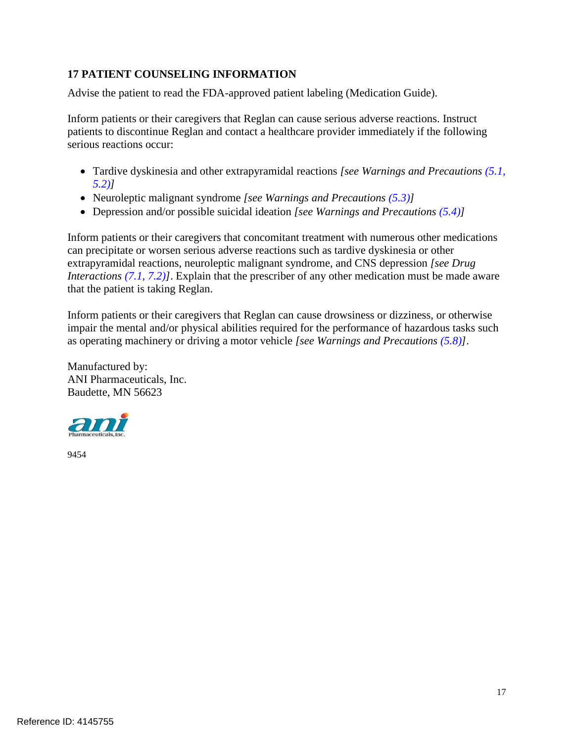## 17 PATIENT COUNSELING INFORMATION

Advise the patient to read the FDA-approved patient labeling (Medication Guide).

Inform patients or their caregivers that Reglan can cause serious adverse reactions. Instruct patients to discontinue Reglan and contact a healthcare provider immediately if the following serious reactions occur:

- Tardive dyskinesia and other extrapyramidal reactions *[see Warnings and Precautions (5.1, 5.2)]*
- Neuroleptic malignant syndrome *[see Warnings and Precautions (5.3)]*
- Depression and/or possible suicidal ideation *[see Warnings and Precautions (5.4)]*

Inform patients or their caregivers that concomitant treatment with numerous other medications can precipitate or worsen serious adverse reactions such as tardive dyskinesia or other extrapyramidal reactions, neuroleptic malignant syndrome, and CNS depression *[see Drug Interactions (7.1, 7.2)]*. Explain that the prescriber of any other medication must be made aware that the patient is taking Reglan.

Inform patients or their caregivers that Reglan can cause drowsiness or dizziness, or otherwise impair the mental and/or physical abilities required for the performance of hazardous tasks such as operating machinery or driving a motor vehicle *[see Warnings and Precautions (5.8)]*.

Manufactured by:
ANI Pharmaceuticals, Inc.
Baudette, MN 56623

9454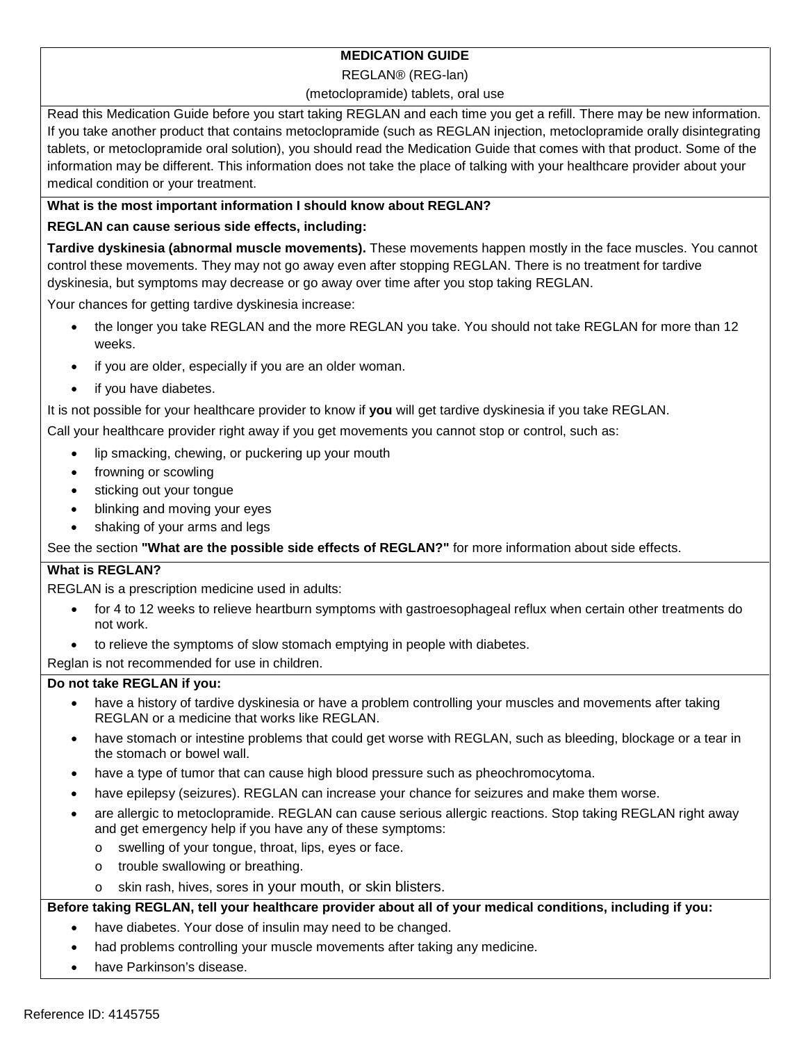**MEDICATION GUIDE**

REGLAN® (REG-lan)

(metoclopramide) tablets, oral use

Read this Medication Guide before you start taking REGLAN and each time you get a refill. There may be new information. If you take another product that contains metoclopramide (such as REGLAN injection, metoclopramide orally disintegrating tablets, or metoclopramide oral solution), you should read the Medication Guide that comes with that product. Some of the information may be different. This information does not take the place of talking with your healthcare provider about your medical condition or your treatment.

**What is the most important information I should know about REGLAN?**

**REGLAN can cause serious side effects, including:**

**Tardive dyskinesia (abnormal muscle movements).** These movements happen mostly in the face muscles. You cannot control these movements. They may not go away even after stopping REGLAN. There is no treatment for tardive dyskinesia, but symptoms may decrease or go away over time after you stop taking REGLAN.

Your chances for getting tardive dyskinesia increase:

- the longer you take REGLAN and the more REGLAN you take. You should not take REGLAN for more than 12 weeks.
- if you are older, especially if you are an older woman.
- if you have diabetes.

It is not possible for your healthcare provider to know if **you** will get tardive dyskinesia if you take REGLAN.

Call your healthcare provider right away if you get movements you cannot stop or control, such as:

- lip smacking, chewing, or puckering up your mouth
- frowning or scowling
- sticking out your tongue
- blinking and moving your eyes
- shaking of your arms and legs

See the section **"What are the possible side effects of REGLAN?"** for more information about side effects.

**What is REGLAN?**

REGLAN is a prescription medicine used in adults:

- for 4 to 12 weeks to relieve heartburn symptoms with gastroesophageal reflux when certain other treatments do not work.
- to relieve the symptoms of slow stomach emptying in people with diabetes.

Reglan is not recommended for use in children.

**Do not take REGLAN if you:**

- have a history of tardive dyskinesia or have a problem controlling your muscles and movements after taking REGLAN or a medicine that works like REGLAN.
- have stomach or intestine problems that could get worse with REGLAN, such as bleeding, blockage or a tear in the stomach or bowel wall.
- have a type of tumor that can cause high blood pressure such as pheochromocytoma.
- have epilepsy (seizures). REGLAN can increase your chance for seizures and make them worse.
- are allergic to metoclopramide. REGLAN can cause serious allergic reactions. Stop taking REGLAN right away and get emergency help if you have any of these symptoms:
  - swelling of your tongue, throat, lips, eyes or face.
  - trouble swallowing or breathing.
  - skin rash, hives, sores in your mouth, or skin blisters.

**Before taking REGLAN, tell your healthcare provider about all of your medical conditions, including if you:**

- have diabetes. Your dose of insulin may need to be changed.
- had problems controlling your muscle movements after taking any medicine.
- have Parkinson's disease.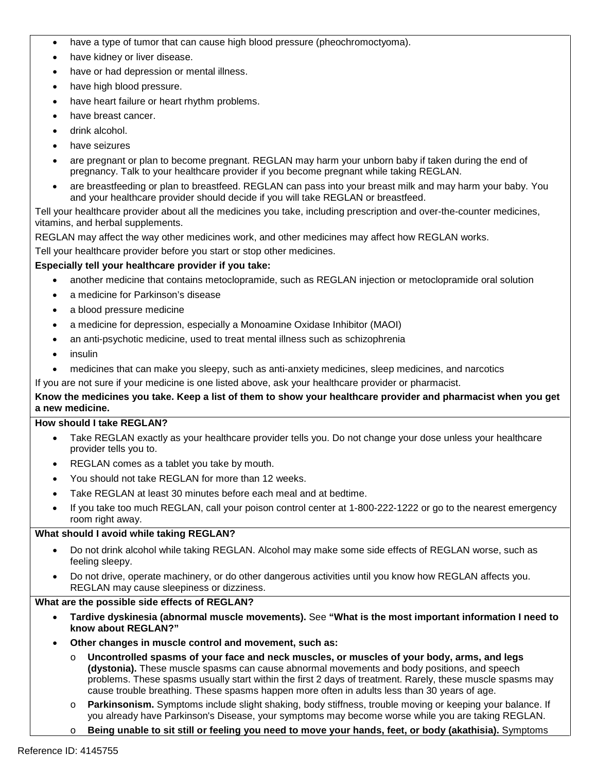- have a type of tumor that can cause high blood pressure (pheochromoctyoma).
- have kidney or liver disease.
- have or had depression or mental illness.
- have high blood pressure.
- have heart failure or heart rhythm problems.
- have breast cancer.
- drink alcohol.
- have seizures
- are pregnant or plan to become pregnant. REGLAN may harm your unborn baby if taken during the end of pregnancy. Talk to your healthcare provider if you become pregnant while taking REGLAN.
- are breastfeeding or plan to breastfeed. REGLAN can pass into your breast milk and may harm your baby. You and your healthcare provider should decide if you will take REGLAN or breastfeed.

Tell your healthcare provider about all the medicines you take, including prescription and over-the-counter medicines, vitamins, and herbal supplements.

REGLAN may affect the way other medicines work, and other medicines may affect how REGLAN works.

Tell your healthcare provider before you start or stop other medicines.

**Especially tell your healthcare provider if you take:**

- another medicine that contains metoclopramide, such as REGLAN injection or metoclopramide oral solution
- a medicine for Parkinson's disease
- a blood pressure medicine
- a medicine for depression, especially a Monoamine Oxidase Inhibitor (MAOI)
- an anti-psychotic medicine, used to treat mental illness such as schizophrenia
- insulin
- medicines that can make you sleepy, such as anti-anxiety medicines, sleep medicines, and narcotics

If you are not sure if your medicine is one listed above, ask your healthcare provider or pharmacist.

**Know the medicines you take. Keep a list of them to show your healthcare provider and pharmacist when you get a new medicine.**

**How should I take REGLAN?**

- Take REGLAN exactly as your healthcare provider tells you. Do not change your dose unless your healthcare provider tells you to.
- REGLAN comes as a tablet you take by mouth.
- You should not take REGLAN for more than 12 weeks.
- Take REGLAN at least 30 minutes before each meal and at bedtime.
- If you take too much REGLAN, call your poison control center at 1-800-222-1222 or go to the nearest emergency room right away.

**What should I avoid while taking REGLAN?**

- Do not drink alcohol while taking REGLAN. Alcohol may make some side effects of REGLAN worse, such as feeling sleepy.
- Do not drive, operate machinery, or do other dangerous activities until you know how REGLAN affects you. REGLAN may cause sleepiness or dizziness.

**What are the possible side effects of REGLAN?**

- **Tardive dyskinesia (abnormal muscle movements).** See **"What is the most important information I need to know about REGLAN?"**
- **Other changes in muscle control and movement, such as:**
  - **Uncontrolled spasms of your face and neck muscles, or muscles of your body, arms, and legs (dystonia).** These muscle spasms can cause abnormal movements and body positions, and speech problems. These spasms usually start within the first 2 days of treatment. Rarely, these muscle spasms may cause trouble breathing. These spasms happen more often in adults less than 30 years of age.
  - **Parkinsonism.** Symptoms include slight shaking, body stiffness, trouble moving or keeping your balance. If you already have Parkinson's Disease, your symptoms may become worse while you are taking REGLAN.
  - **Being unable to sit still or feeling you need to move your hands, feet, or body (akathisia).** Symptoms

Reference ID: 4145755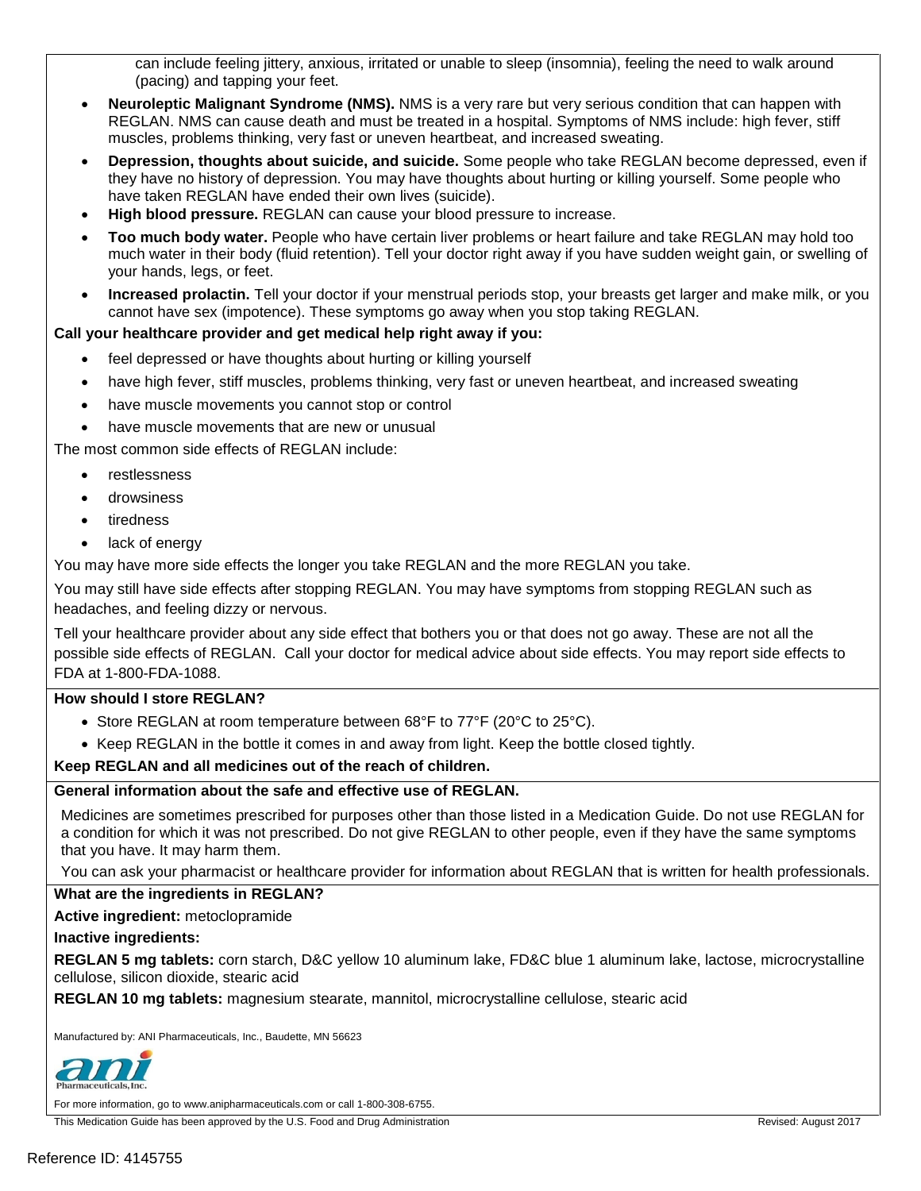can include feeling jittery, anxious, irritated or unable to sleep (insomnia), feeling the need to walk around (pacing) and tapping your feet.

- **Neuroleptic Malignant Syndrome (NMS).** NMS is a very rare but very serious condition that can happen with REGLAN. NMS can cause death and must be treated in a hospital. Symptoms of NMS include: high fever, stiff muscles, problems thinking, very fast or uneven heartbeat, and increased sweating.
- **Depression, thoughts about suicide, and suicide.** Some people who take REGLAN become depressed, even if they have no history of depression. You may have thoughts about hurting or killing yourself. Some people who have taken REGLAN have ended their own lives (suicide).
- **High blood pressure.** REGLAN can cause your blood pressure to increase.
- **Too much body water.** People who have certain liver problems or heart failure and take REGLAN may hold too much water in their body (fluid retention). Tell your doctor right away if you have sudden weight gain, or swelling of your hands, legs, or feet.
- **Increased prolactin.** Tell your doctor if your menstrual periods stop, your breasts get larger and make milk, or you cannot have sex (impotence). These symptoms go away when you stop taking REGLAN.

**Call your healthcare provider and get medical help right away if you:**

- feel depressed or have thoughts about hurting or killing yourself
- have high fever, stiff muscles, problems thinking, very fast or uneven heartbeat, and increased sweating
- have muscle movements you cannot stop or control
- have muscle movements that are new or unusual

The most common side effects of REGLAN include:

- restlessness
- drowsiness
- tiredness
- lack of energy

You may have more side effects the longer you take REGLAN and the more REGLAN you take.

You may still have side effects after stopping REGLAN. You may have symptoms from stopping REGLAN such as headaches, and feeling dizzy or nervous.

Tell your healthcare provider about any side effect that bothers you or that does not go away. These are not all the possible side effects of REGLAN. Call your doctor for medical advice about side effects. You may report side effects to FDA at 1-800-FDA-1088.

**How should I store REGLAN?**

- Store REGLAN at room temperature between 68°F to 77°F (20°C to 25°C).
- Keep REGLAN in the bottle it comes in and away from light. Keep the bottle closed tightly.

**Keep REGLAN and all medicines out of the reach of children.**

**General information about the safe and effective use of REGLAN.**

Medicines are sometimes prescribed for purposes other than those listed in a Medication Guide. Do not use REGLAN for a condition for which it was not prescribed. Do not give REGLAN to other people, even if they have the same symptoms that you have. It may harm them.

You can ask your pharmacist or healthcare provider for information about REGLAN that is written for health professionals.

**What are the ingredients in REGLAN?**

**Active ingredient:** metoclopramide

**Inactive ingredients:**

**REGLAN 5 mg tablets:** corn starch, D&C yellow 10 aluminum lake, FD&C blue 1 aluminum lake, lactose, microcrystalline cellulose, silicon dioxide, stearic acid

**REGLAN 10 mg tablets:** magnesium stearate, mannitol, microcrystalline cellulose, stearic acid

Manufactured by: ANI Pharmaceuticals, Inc., Baudette, MN 56623

For more information, go to www.anipharmaceuticals.com or call 1-800-308-6755.

This Medication Guide has been approved by the U.S. Food and Drug Administration

Revised: August 2017

Reference ID: 4145755